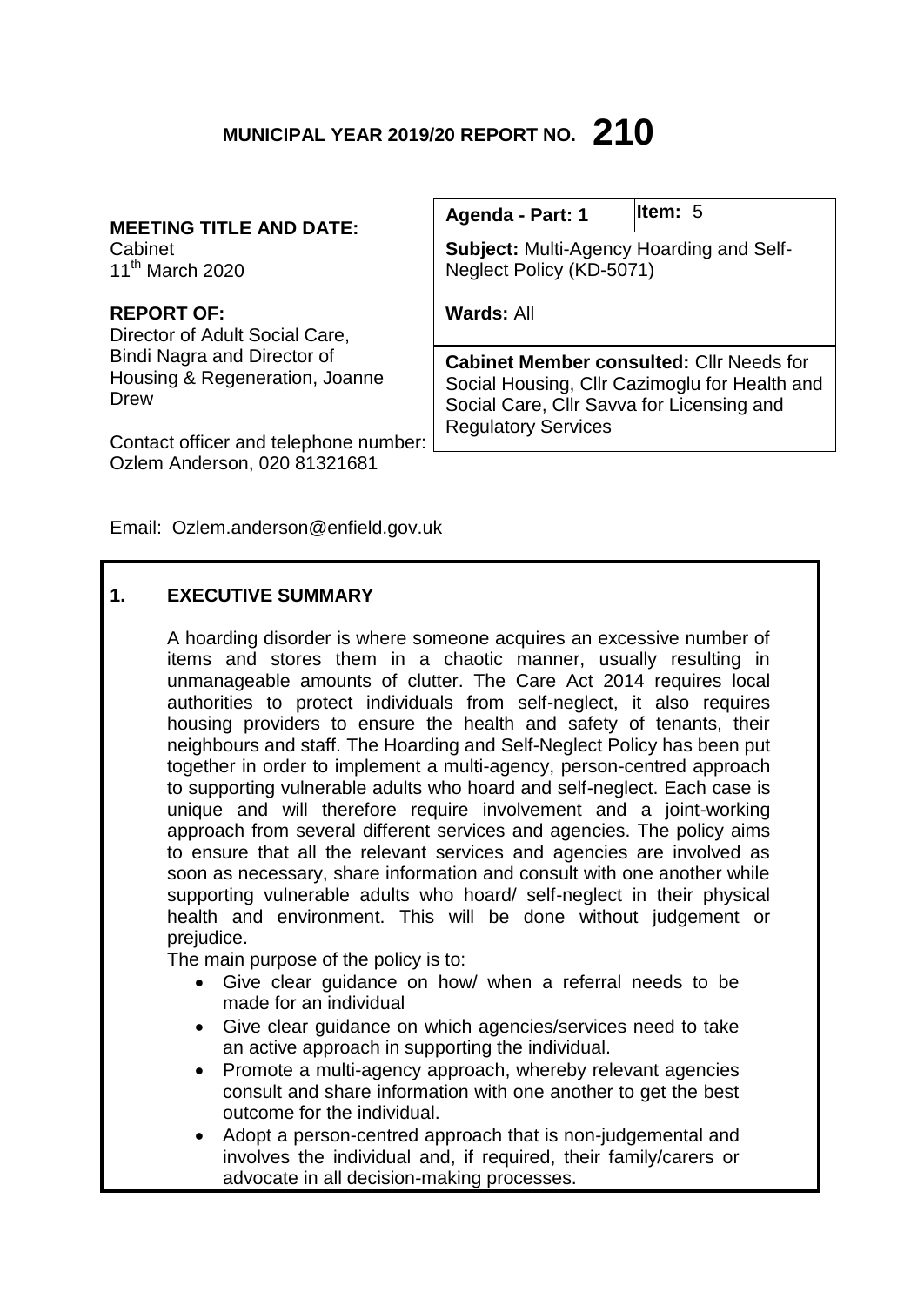# MUNICIPAL YEAR 2019/20 REPORT NO. 210

**MEETING TITLE AND DATE:**
Cabinet
11th March 2020

**REPORT OF:**
Director of Adult Social Care, Bindi Nagra and Director of Housing & Regeneration, Joanne Drew

Contact officer and telephone number:
Ozlem Anderson, 020 81321681

Email: Ozlem.anderson@enfield.gov.uk

| **Agenda - Part: 1** | **Item:** 5 |
|---|---|
| **Subject:** Multi-Agency Hoarding and Self-Neglect Policy (KD-5071)<br><br>**Wards:** All | |
| **Cabinet Member consulted:** Cllr Needs for Social Housing, Cllr Cazimoglu for Health and Social Care, Cllr Savva for Licensing and Regulatory Services | |

## 1. EXECUTIVE SUMMARY

A hoarding disorder is where someone acquires an excessive number of items and stores them in a chaotic manner, usually resulting in unmanageable amounts of clutter. The Care Act 2014 requires local authorities to protect individuals from self-neglect, it also requires housing providers to ensure the health and safety of tenants, their neighbours and staff. The Hoarding and Self-Neglect Policy has been put together in order to implement a multi-agency, person-centred approach to supporting vulnerable adults who hoard and self-neglect. Each case is unique and will therefore require involvement and a joint-working approach from several different services and agencies. The policy aims to ensure that all the relevant services and agencies are involved as soon as necessary, share information and consult with one another while supporting vulnerable adults who hoard/ self-neglect in their physical health and environment. This will be done without judgement or prejudice.

The main purpose of the policy is to:

- Give clear guidance on how/ when a referral needs to be made for an individual
- Give clear guidance on which agencies/services need to take an active approach in supporting the individual.
- Promote a multi-agency approach, whereby relevant agencies consult and share information with one another to get the best outcome for the individual.
- Adopt a person-centred approach that is non-judgemental and involves the individual and, if required, their family/carers or advocate in all decision-making processes.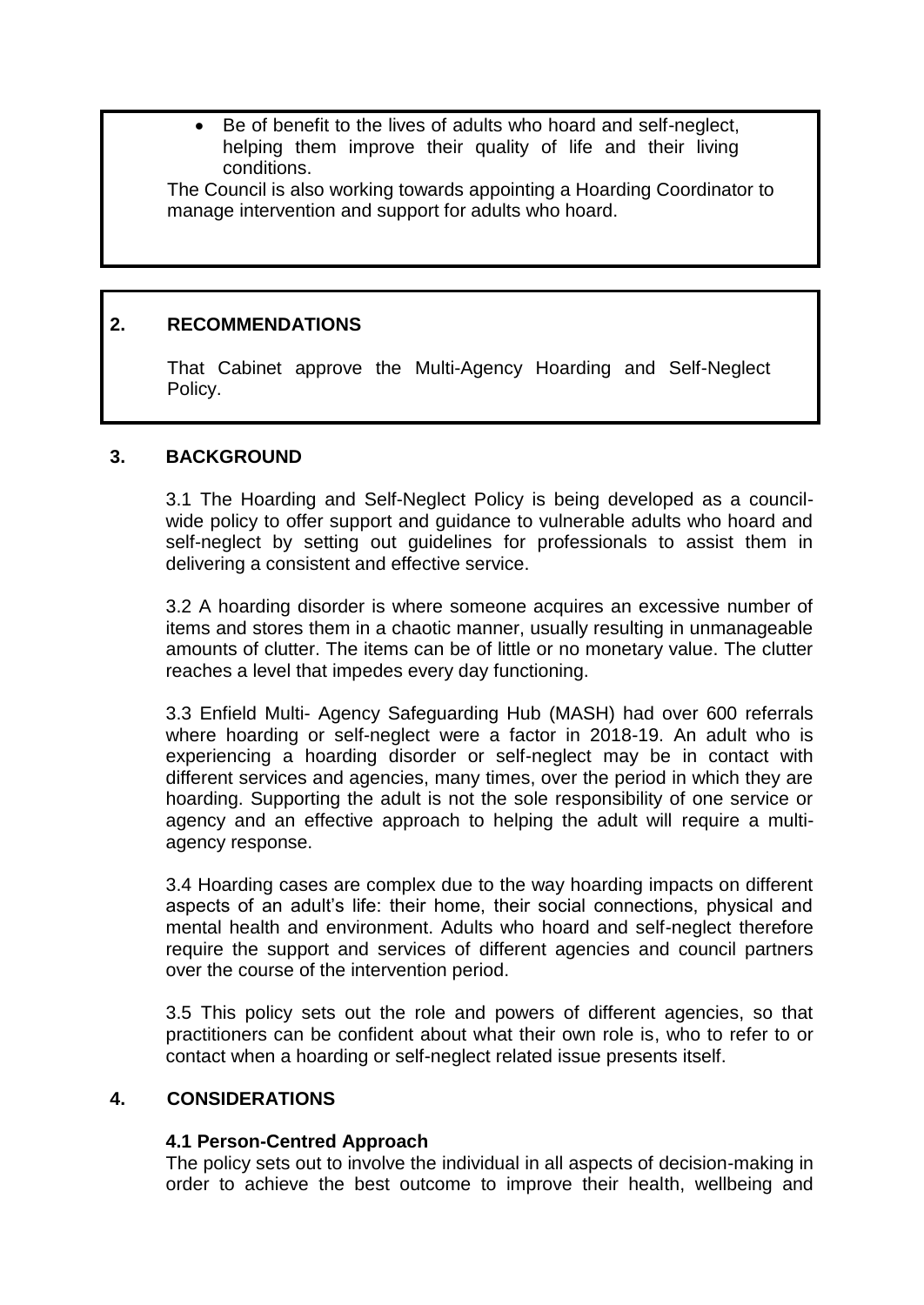- Be of benefit to the lives of adults who hoard and self-neglect, helping them improve their quality of life and their living conditions.

The Council is also working towards appointing a Hoarding Coordinator to manage intervention and support for adults who hoard.

## 2. RECOMMENDATIONS

That Cabinet approve the Multi-Agency Hoarding and Self-Neglect Policy.

## 3. BACKGROUND

3.1 The Hoarding and Self-Neglect Policy is being developed as a council-wide policy to offer support and guidance to vulnerable adults who hoard and self-neglect by setting out guidelines for professionals to assist them in delivering a consistent and effective service.

3.2 A hoarding disorder is where someone acquires an excessive number of items and stores them in a chaotic manner, usually resulting in unmanageable amounts of clutter. The items can be of little or no monetary value. The clutter reaches a level that impedes every day functioning.

3.3 Enfield Multi- Agency Safeguarding Hub (MASH) had over 600 referrals where hoarding or self-neglect were a factor in 2018-19. An adult who is experiencing a hoarding disorder or self-neglect may be in contact with different services and agencies, many times, over the period in which they are hoarding. Supporting the adult is not the sole responsibility of one service or agency and an effective approach to helping the adult will require a multi-agency response.

3.4 Hoarding cases are complex due to the way hoarding impacts on different aspects of an adult's life: their home, their social connections, physical and mental health and environment. Adults who hoard and self-neglect therefore require the support and services of different agencies and council partners over the course of the intervention period.

3.5 This policy sets out the role and powers of different agencies, so that practitioners can be confident about what their own role is, who to refer to or contact when a hoarding or self-neglect related issue presents itself.

## 4. CONSIDERATIONS

### 4.1 Person-Centred Approach

The policy sets out to involve the individual in all aspects of decision-making in order to achieve the best outcome to improve their health, wellbeing and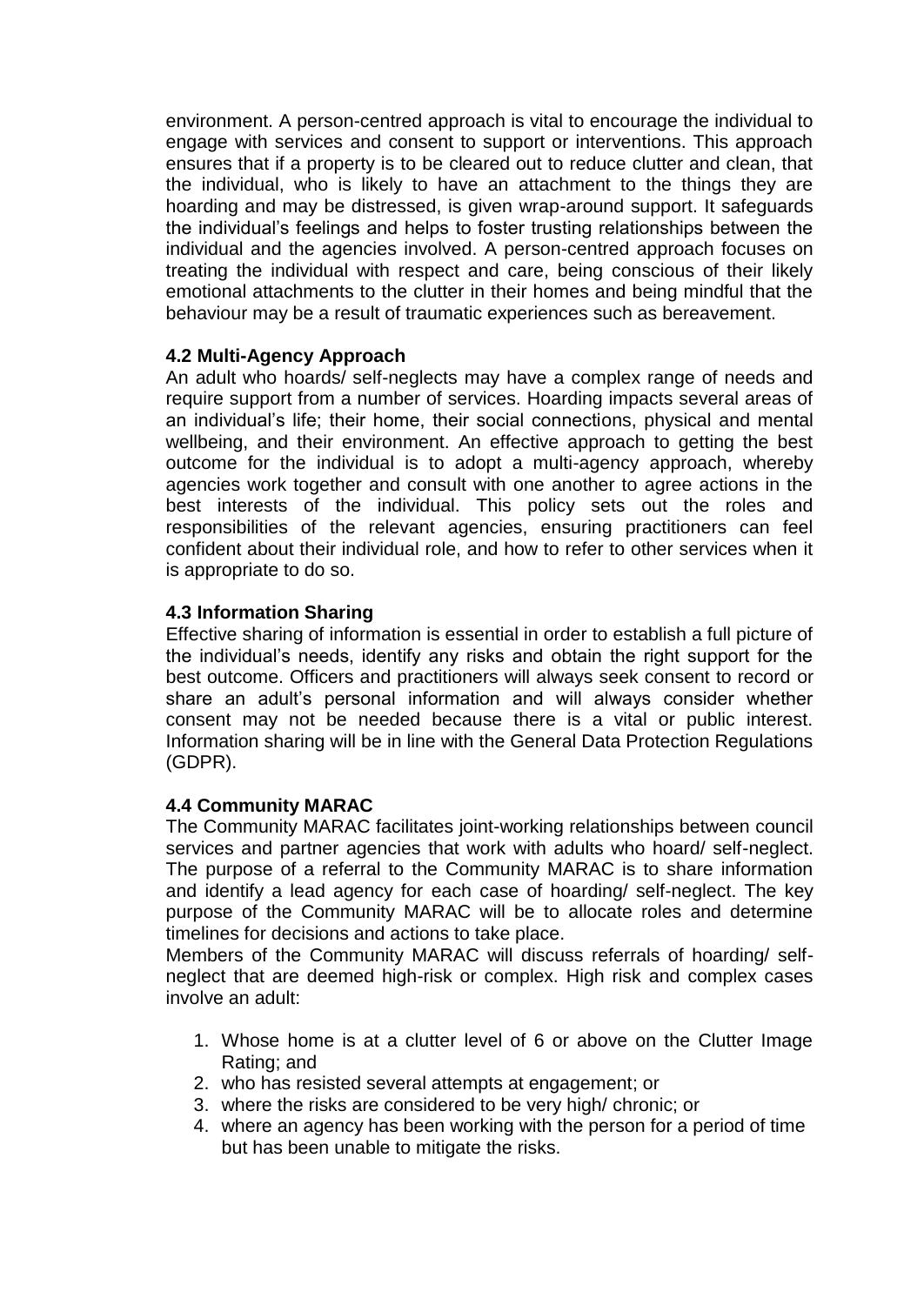environment. A person-centred approach is vital to encourage the individual to engage with services and consent to support or interventions. This approach ensures that if a property is to be cleared out to reduce clutter and clean, that the individual, who is likely to have an attachment to the things they are hoarding and may be distressed, is given wrap-around support. It safeguards the individual's feelings and helps to foster trusting relationships between the individual and the agencies involved. A person-centred approach focuses on treating the individual with respect and care, being conscious of their likely emotional attachments to the clutter in their homes and being mindful that the behaviour may be a result of traumatic experiences such as bereavement.

### 4.2 Multi-Agency Approach

An adult who hoards/ self-neglects may have a complex range of needs and require support from a number of services. Hoarding impacts several areas of an individual's life; their home, their social connections, physical and mental wellbeing, and their environment. An effective approach to getting the best outcome for the individual is to adopt a multi-agency approach, whereby agencies work together and consult with one another to agree actions in the best interests of the individual. This policy sets out the roles and responsibilities of the relevant agencies, ensuring practitioners can feel confident about their individual role, and how to refer to other services when it is appropriate to do so.

### 4.3 Information Sharing

Effective sharing of information is essential in order to establish a full picture of the individual's needs, identify any risks and obtain the right support for the best outcome. Officers and practitioners will always seek consent to record or share an adult's personal information and will always consider whether consent may not be needed because there is a vital or public interest. Information sharing will be in line with the General Data Protection Regulations (GDPR).

### 4.4 Community MARAC

The Community MARAC facilitates joint-working relationships between council services and partner agencies that work with adults who hoard/ self-neglect. The purpose of a referral to the Community MARAC is to share information and identify a lead agency for each case of hoarding/ self-neglect. The key purpose of the Community MARAC will be to allocate roles and determine timelines for decisions and actions to take place.

Members of the Community MARAC will discuss referrals of hoarding/ self-neglect that are deemed high-risk or complex. High risk and complex cases involve an adult:

1. Whose home is at a clutter level of 6 or above on the Clutter Image Rating; and
2. who has resisted several attempts at engagement; or
3. where the risks are considered to be very high/ chronic; or
4. where an agency has been working with the person for a period of time but has been unable to mitigate the risks.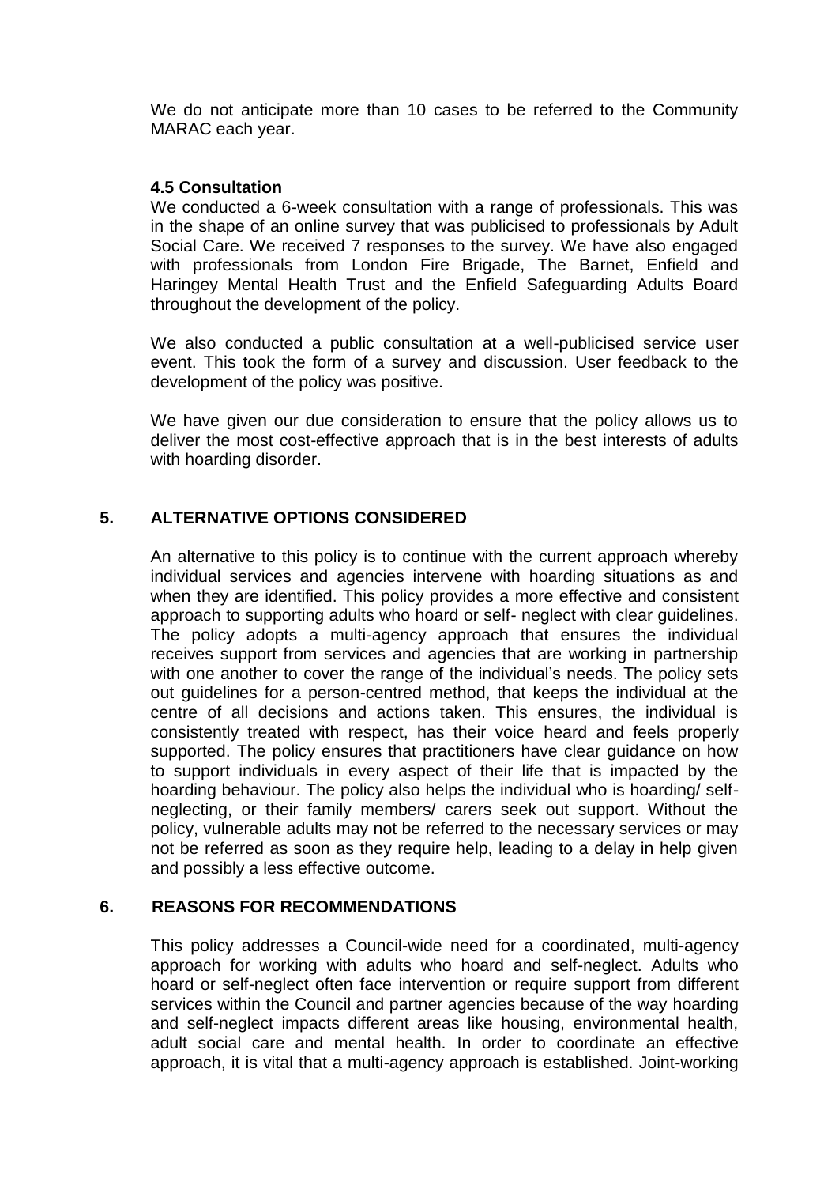We do not anticipate more than 10 cases to be referred to the Community MARAC each year.

### 4.5 Consultation

We conducted a 6-week consultation with a range of professionals. This was in the shape of an online survey that was publicised to professionals by Adult Social Care. We received 7 responses to the survey. We have also engaged with professionals from London Fire Brigade, The Barnet, Enfield and Haringey Mental Health Trust and the Enfield Safeguarding Adults Board throughout the development of the policy.

We also conducted a public consultation at a well-publicised service user event. This took the form of a survey and discussion. User feedback to the development of the policy was positive.

We have given our due consideration to ensure that the policy allows us to deliver the most cost-effective approach that is in the best interests of adults with hoarding disorder.

## 5. ALTERNATIVE OPTIONS CONSIDERED

An alternative to this policy is to continue with the current approach whereby individual services and agencies intervene with hoarding situations as and when they are identified. This policy provides a more effective and consistent approach to supporting adults who hoard or self- neglect with clear guidelines. The policy adopts a multi-agency approach that ensures the individual receives support from services and agencies that are working in partnership with one another to cover the range of the individual's needs. The policy sets out guidelines for a person-centred method, that keeps the individual at the centre of all decisions and actions taken. This ensures, the individual is consistently treated with respect, has their voice heard and feels properly supported. The policy ensures that practitioners have clear guidance on how to support individuals in every aspect of their life that is impacted by the hoarding behaviour. The policy also helps the individual who is hoarding/ self-neglecting, or their family members/ carers seek out support. Without the policy, vulnerable adults may not be referred to the necessary services or may not be referred as soon as they require help, leading to a delay in help given and possibly a less effective outcome.

## 6. REASONS FOR RECOMMENDATIONS

This policy addresses a Council-wide need for a coordinated, multi-agency approach for working with adults who hoard and self-neglect. Adults who hoard or self-neglect often face intervention or require support from different services within the Council and partner agencies because of the way hoarding and self-neglect impacts different areas like housing, environmental health, adult social care and mental health. In order to coordinate an effective approach, it is vital that a multi-agency approach is established. Joint-working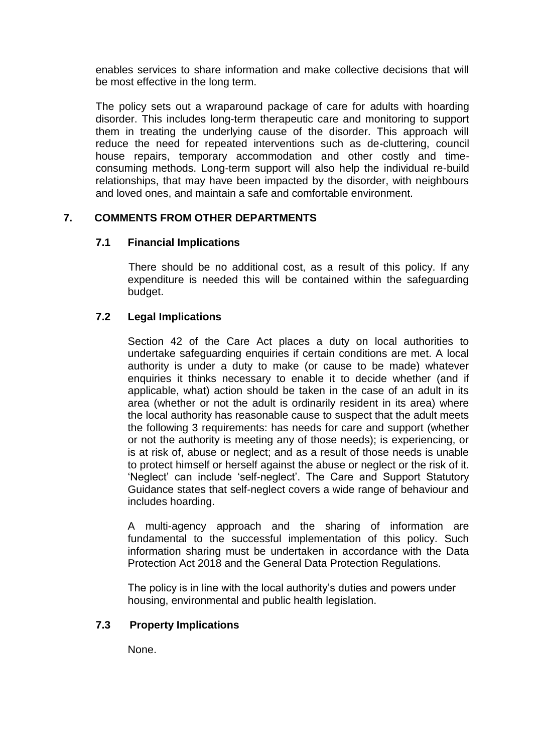enables services to share information and make collective decisions that will be most effective in the long term.

The policy sets out a wraparound package of care for adults with hoarding disorder. This includes long-term therapeutic care and monitoring to support them in treating the underlying cause of the disorder. This approach will reduce the need for repeated interventions such as de-cluttering, council house repairs, temporary accommodation and other costly and time-consuming methods. Long-term support will also help the individual re-build relationships, that may have been impacted by the disorder, with neighbours and loved ones, and maintain a safe and comfortable environment.

## 7. COMMENTS FROM OTHER DEPARTMENTS

### 7.1 Financial Implications

There should be no additional cost, as a result of this policy. If any expenditure is needed this will be contained within the safeguarding budget.

### 7.2 Legal Implications

Section 42 of the Care Act places a duty on local authorities to undertake safeguarding enquiries if certain conditions are met. A local authority is under a duty to make (or cause to be made) whatever enquiries it thinks necessary to enable it to decide whether (and if applicable, what) action should be taken in the case of an adult in its area (whether or not the adult is ordinarily resident in its area) where the local authority has reasonable cause to suspect that the adult meets the following 3 requirements: has needs for care and support (whether or not the authority is meeting any of those needs); is experiencing, or is at risk of, abuse or neglect; and as a result of those needs is unable to protect himself or herself against the abuse or neglect or the risk of it. 'Neglect' can include 'self-neglect'. The Care and Support Statutory Guidance states that self-neglect covers a wide range of behaviour and includes hoarding.

A multi-agency approach and the sharing of information are fundamental to the successful implementation of this policy. Such information sharing must be undertaken in accordance with the Data Protection Act 2018 and the General Data Protection Regulations.

The policy is in line with the local authority's duties and powers under housing, environmental and public health legislation.

### 7.3 Property Implications

None.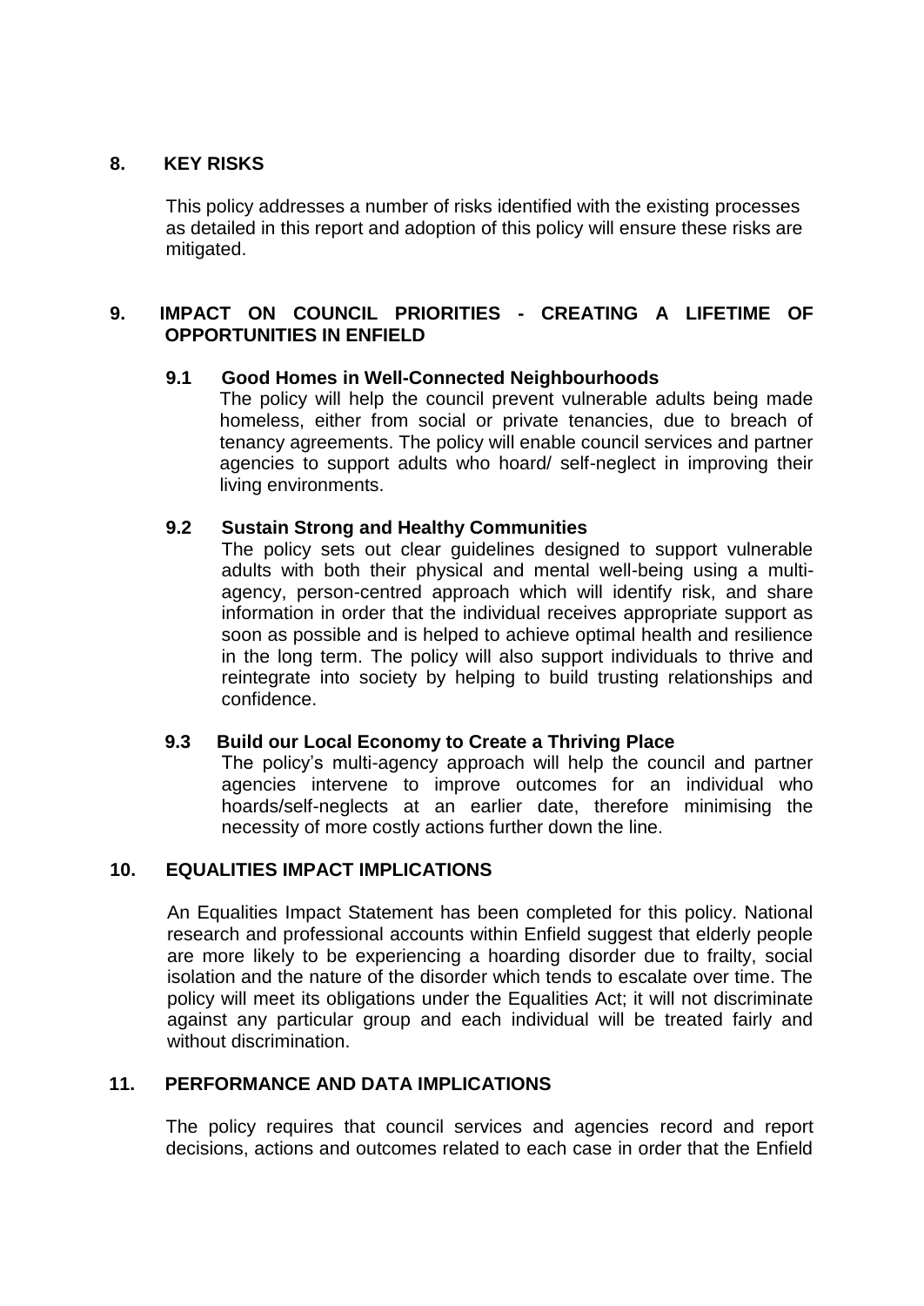## 8. KEY RISKS

This policy addresses a number of risks identified with the existing processes as detailed in this report and adoption of this policy will ensure these risks are mitigated.

## 9. IMPACT ON COUNCIL PRIORITIES - CREATING A LIFETIME OF OPPORTUNITIES IN ENFIELD

### 9.1 Good Homes in Well-Connected Neighbourhoods

The policy will help the council prevent vulnerable adults being made homeless, either from social or private tenancies, due to breach of tenancy agreements. The policy will enable council services and partner agencies to support adults who hoard/ self-neglect in improving their living environments.

### 9.2 Sustain Strong and Healthy Communities

The policy sets out clear guidelines designed to support vulnerable adults with both their physical and mental well-being using a multi-agency, person-centred approach which will identify risk, and share information in order that the individual receives appropriate support as soon as possible and is helped to achieve optimal health and resilience in the long term. The policy will also support individuals to thrive and reintegrate into society by helping to build trusting relationships and confidence.

### 9.3 Build our Local Economy to Create a Thriving Place

The policy's multi-agency approach will help the council and partner agencies intervene to improve outcomes for an individual who hoards/self-neglects at an earlier date, therefore minimising the necessity of more costly actions further down the line.

## 10. EQUALITIES IMPACT IMPLICATIONS

An Equalities Impact Statement has been completed for this policy. National research and professional accounts within Enfield suggest that elderly people are more likely to be experiencing a hoarding disorder due to frailty, social isolation and the nature of the disorder which tends to escalate over time. The policy will meet its obligations under the Equalities Act; it will not discriminate against any particular group and each individual will be treated fairly and without discrimination.

## 11. PERFORMANCE AND DATA IMPLICATIONS

The policy requires that council services and agencies record and report decisions, actions and outcomes related to each case in order that the Enfield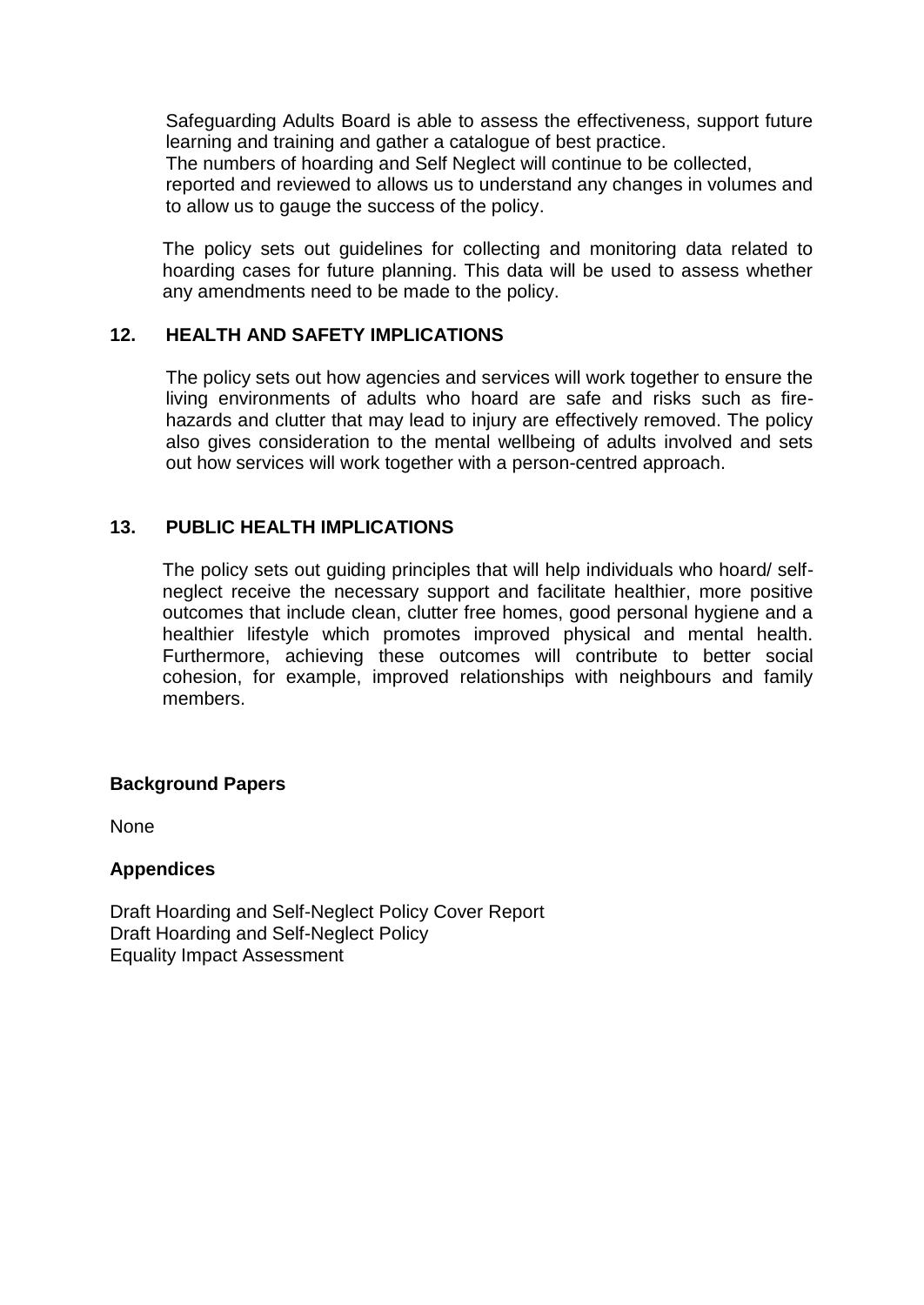Safeguarding Adults Board is able to assess the effectiveness, support future learning and training and gather a catalogue of best practice.
The numbers of hoarding and Self Neglect will continue to be collected, reported and reviewed to allows us to understand any changes in volumes and to allow us to gauge the success of the policy.

The policy sets out guidelines for collecting and monitoring data related to hoarding cases for future planning. This data will be used to assess whether any amendments need to be made to the policy.

## 12. HEALTH AND SAFETY IMPLICATIONS

The policy sets out how agencies and services will work together to ensure the living environments of adults who hoard are safe and risks such as fire-hazards and clutter that may lead to injury are effectively removed. The policy also gives consideration to the mental wellbeing of adults involved and sets out how services will work together with a person-centred approach.

## 13. PUBLIC HEALTH IMPLICATIONS

The policy sets out guiding principles that will help individuals who hoard/ self-neglect receive the necessary support and facilitate healthier, more positive outcomes that include clean, clutter free homes, good personal hygiene and a healthier lifestyle which promotes improved physical and mental health. Furthermore, achieving these outcomes will contribute to better social cohesion, for example, improved relationships with neighbours and family members.

**Background Papers**

None

**Appendices**

Draft Hoarding and Self-Neglect Policy Cover Report
Draft Hoarding and Self-Neglect Policy
Equality Impact Assessment